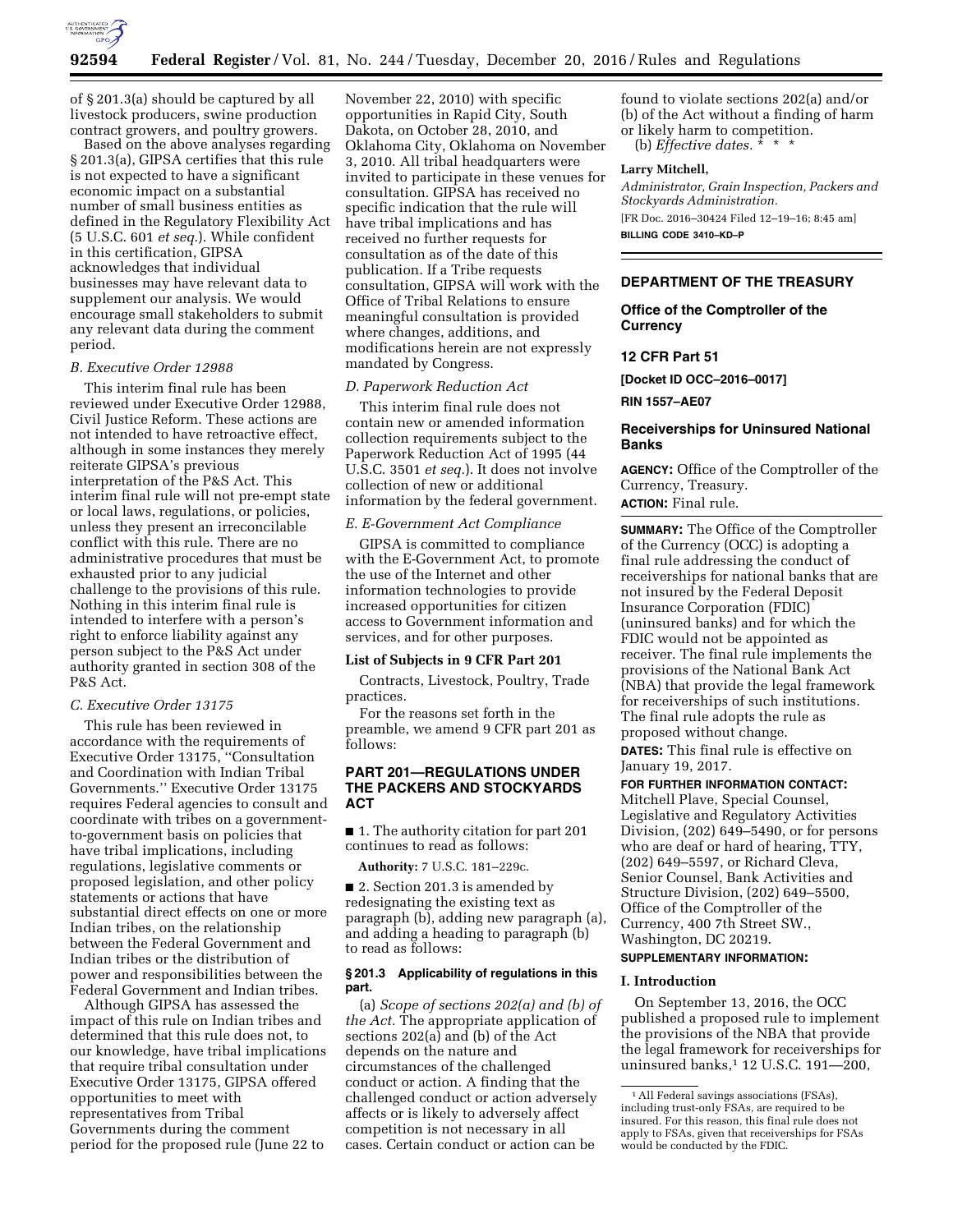of § 201.3(a) should be captured by all livestock producers, swine production contract growers, and poultry growers.

Based on the above analyses regarding § 201.3(a), GIPSA certifies that this rule is not expected to have a significant economic impact on a substantial number of small business entities as defined in the Regulatory Flexibility Act (5 U.S.C. 601 *et seq.*). While confident in this certification, GIPSA acknowledges that individual businesses may have relevant data to supplement our analysis. We would encourage small stakeholders to submit any relevant data during the comment period.

### *B. Executive Order 12988*

This interim final rule has been reviewed under Executive Order 12988, Civil Justice Reform. These actions are not intended to have retroactive effect, although in some instances they merely reiterate GIPSA's previous interpretation of the P&S Act. This interim final rule will not pre-empt state or local laws, regulations, or policies, unless they present an irreconcilable conflict with this rule. There are no administrative procedures that must be exhausted prior to any judicial challenge to the provisions of this rule. Nothing in this interim final rule is intended to interfere with a person's right to enforce liability against any person subject to the P&S Act under authority granted in section 308 of the P&S Act.

### *C. Executive Order 13175*

This rule has been reviewed in accordance with the requirements of Executive Order 13175, ''Consultation and Coordination with Indian Tribal Governments.'' Executive Order 13175 requires Federal agencies to consult and coordinate with tribes on a government-to-government basis on policies that have tribal implications, including regulations, legislative comments or proposed legislation, and other policy statements or actions that have substantial direct effects on one or more Indian tribes, on the relationship between the Federal Government and Indian tribes or the distribution of power and responsibilities between the Federal Government and Indian tribes.

Although GIPSA has assessed the impact of this rule on Indian tribes and determined that this rule does not, to our knowledge, have tribal implications that require tribal consultation under Executive Order 13175, GIPSA offered opportunities to meet with representatives from Tribal Governments during the comment period for the proposed rule (June 22 to November 22, 2010) with specific opportunities in Rapid City, South Dakota, on October 28, 2010, and Oklahoma City, Oklahoma on November 3, 2010. All tribal headquarters were invited to participate in these venues for consultation. GIPSA has received no specific indication that the rule will have tribal implications and has received no further requests for consultation as of the date of this publication. If a Tribe requests consultation, GIPSA will work with the Office of Tribal Relations to ensure meaningful consultation is provided where changes, additions, and modifications herein are not expressly mandated by Congress.

### *D. Paperwork Reduction Act*

This interim final rule does not contain new or amended information collection requirements subject to the Paperwork Reduction Act of 1995 (44 U.S.C. 3501 *et seq.*). It does not involve collection of new or additional information by the federal government.

### *E. E-Government Act Compliance*

GIPSA is committed to compliance with the E-Government Act, to promote the use of the Internet and other information technologies to provide increased opportunities for citizen access to Government information and services, and for other purposes.

### List of Subjects in 9 CFR Part 201

Contracts, Livestock, Poultry, Trade practices.

For the reasons set forth in the preamble, we amend 9 CFR part 201 as follows:

## PART 201—REGULATIONS UNDER THE PACKERS AND STOCKYARDS ACT

■ 1. The authority citation for part 201 continues to read as follows:

**Authority:** 7 U.S.C. 181–229c.

■ 2. Section 201.3 is amended by redesignating the existing text as paragraph (b), adding new paragraph (a), and adding a heading to paragraph (b) to read as follows:

### § 201.3 Applicability of regulations in this part.

(a) *Scope of sections 202(a) and (b) of the Act.* The appropriate application of sections 202(a) and (b) of the Act depends on the nature and circumstances of the challenged conduct or action. A finding that the challenged conduct or action adversely affects or is likely to adversely affect competition is not necessary in all cases. Certain conduct or action can be found to violate sections 202(a) and/or (b) of the Act without a finding of harm or likely harm to competition.

(b) *Effective dates.* * * *

**Larry Mitchell,**

*Administrator, Grain Inspection, Packers and Stockyards Administration.*

[FR Doc. 2016–30424 Filed 12–19–16; 8:45 am]

**BILLING CODE 3410–KD–P**

---

## DEPARTMENT OF THE TREASURY

## Office of the Comptroller of the Currency

## 12 CFR Part 51

**[Docket ID OCC–2016–0017]**

**RIN 1557–AE07**

## Receiverships for Uninsured National Banks

**AGENCY:** Office of the Comptroller of the Currency, Treasury.

**ACTION:** Final rule.

**SUMMARY:** The Office of the Comptroller of the Currency (OCC) is adopting a final rule addressing the conduct of receiverships for national banks that are not insured by the Federal Deposit Insurance Corporation (FDIC) (uninsured banks) and for which the FDIC would not be appointed as receiver. The final rule implements the provisions of the National Bank Act (NBA) that provide the legal framework for receiverships of such institutions. The final rule adopts the rule as proposed without change.

**DATES:** This final rule is effective on January 19, 2017.

**FOR FURTHER INFORMATION CONTACT:** Mitchell Plave, Special Counsel, Legislative and Regulatory Activities Division, (202) 649–5490, or for persons who are deaf or hard of hearing, TTY, (202) 649–5597, or Richard Cleva, Senior Counsel, Bank Activities and Structure Division, (202) 649–5500, Office of the Comptroller of the Currency, 400 7th Street SW., Washington, DC 20219.

**SUPPLEMENTARY INFORMATION:**

### I. Introduction

On September 13, 2016, the OCC published a proposed rule to implement the provisions of the NBA that provide the legal framework for receiverships for uninsured banks,[1] 12 U.S.C. 191—200,

[1] All Federal savings associations (FSAs), including trust-only FSAs, are required to be insured. For this reason, this final rule does not apply to FSAs, given that receiverships for FSAs would be conducted by the FDIC.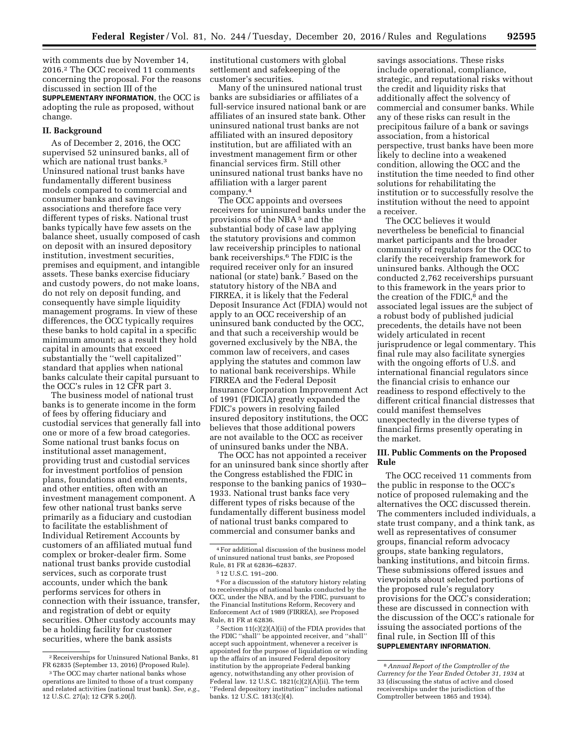with comments due by November 14, 2016.[2] The OCC received 11 comments concerning the proposal. For the reasons discussed in section III of the **SUPPLEMENTARY INFORMATION**, the OCC is adopting the rule as proposed, without change.

## II. Background

As of December 2, 2016, the OCC supervised 52 uninsured banks, all of which are national trust banks.[3] Uninsured national trust banks have fundamentally different business models compared to commercial and consumer banks and savings associations and therefore face very different types of risks. National trust banks typically have few assets on the balance sheet, usually composed of cash on deposit with an insured depository institution, investment securities, premises and equipment, and intangible assets. These banks exercise fiduciary and custody powers, do not make loans, do not rely on deposit funding, and consequently have simple liquidity management programs. In view of these differences, the OCC typically requires these banks to hold capital in a specific minimum amount; as a result they hold capital in amounts that exceed substantially the ''well capitalized'' standard that applies when national banks calculate their capital pursuant to the OCC's rules in 12 CFR part 3.

The business model of national trust banks is to generate income in the form of fees by offering fiduciary and custodial services that generally fall into one or more of a few broad categories. Some national trust banks focus on institutional asset management, providing trust and custodial services for investment portfolios of pension plans, foundations and endowments, and other entities, often with an investment management component. A few other national trust banks serve primarily as a fiduciary and custodian to facilitate the establishment of Individual Retirement Accounts by customers of an affiliated mutual fund complex or broker-dealer firm. Some national trust banks provide custodial services, such as corporate trust accounts, under which the bank performs services for others in connection with their issuance, transfer, and registration of debt or equity securities. Other custody accounts may be a holding facility for customer securities, where the bank assists institutional customers with global settlement and safekeeping of the customer's securities.

Many of the uninsured national trust banks are subsidiaries or affiliates of a full-service insured national bank or are affiliates of an insured state bank. Other uninsured national trust banks are not affiliated with an insured depository institution, but are affiliated with an investment management firm or other financial services firm. Still other uninsured national trust banks have no affiliation with a larger parent company.[4]

The OCC appoints and oversees receivers for uninsured banks under the provisions of the NBA[5] and the substantial body of case law applying the statutory provisions and common law receivership principles to national bank receiverships.[6] The FDIC is the required receiver only for an insured national (or state) bank.[7] Based on the statutory history of the NBA and FIRREA, it is likely that the Federal Deposit Insurance Act (FDIA) would not apply to an OCC receivership of an uninsured bank conducted by the OCC, and that such a receivership would be governed exclusively by the NBA, the common law of receivers, and cases applying the statutes and common law to national bank receiverships. While FIRREA and the Federal Deposit Insurance Corporation Improvement Act of 1991 (FDICIA) greatly expanded the FDIC's powers in resolving failed insured depository institutions, the OCC believes that those additional powers are not available to the OCC as receiver of uninsured banks under the NBA.

The OCC has not appointed a receiver for an uninsured bank since shortly after the Congress established the FDIC in response to the banking panics of 1930–1933. National trust banks face very different types of risks because of the fundamentally different business model of national trust banks compared to commercial and consumer banks and savings associations. These risks include operational, compliance, strategic, and reputational risks without the credit and liquidity risks that additionally affect the solvency of commercial and consumer banks. While any of these risks can result in the precipitous failure of a bank or savings association, from a historical perspective, trust banks have been more likely to decline into a weakened condition, allowing the OCC and the institution the time needed to find other solutions for rehabilitating the institution or to successfully resolve the institution without the need to appoint a receiver.

The OCC believes it would nevertheless be beneficial to financial market participants and the broader community of regulators for the OCC to clarify the receivership framework for uninsured banks. Although the OCC conducted 2,762 receiverships pursuant to this framework in the years prior to the creation of the FDIC,[8] and the associated legal issues are the subject of a robust body of published judicial precedents, the details have not been widely articulated in recent jurisprudence or legal commentary. This final rule may also facilitate synergies with the ongoing efforts of U.S. and international financial regulators since the financial crisis to enhance our readiness to respond effectively to the different critical financial distresses that could manifest themselves unexpectedly in the diverse types of financial firms presently operating in the market.

## III. Public Comments on the Proposed Rule

The OCC received 11 comments from the public in response to the OCC's notice of proposed rulemaking and the alternatives the OCC discussed therein. The commenters included individuals, a state trust company, and a think tank, as well as representatives of consumer groups, financial reform advocacy groups, state banking regulators, banking institutions, and bitcoin firms. These submissions offered issues and viewpoints about selected portions of the proposed rule's regulatory provisions for the OCC's consideration; these are discussed in connection with the discussion of the OCC's rationale for issuing the associated portions of the final rule, in Section III of this **SUPPLEMENTARY INFORMATION**.

---

[2] Receiverships for Uninsured National Banks, 81 FR 62835 (September 13, 2016) (Proposed Rule).

[3] The OCC may charter national banks whose operations are limited to those of a trust company and related activities (national trust bank). *See, e.g.*, 12 U.S.C. 27(a); 12 CFR 5.20(*l*).

[4] For additional discussion of the business model of uninsured national trust banks, *see* Proposed Rule, 81 FR at 62836–62837.

[5] 12 U.S.C. 191–200.

[6] For a discussion of the statutory history relating to receiverships of national banks conducted by the OCC, under the NBA, and by the FDIC, pursuant to the Financial Institutions Reform, Recovery and Enforcement Act of 1989 (FIRREA), *see* Proposed Rule, 81 FR at 62836.

[7] Section 11(c)(2)(A)(ii) of the FDIA provides that the FDIC ''shall'' be appointed receiver, and ''shall'' accept such appointment, whenever a receiver is appointed for the purpose of liquidation or winding up the affairs of an insured Federal depository institution by the appropriate Federal banking agency, notwithstanding any other provision of Federal law. 12 U.S.C. 1821(c)(2)(A)(ii). The term ''Federal depository institution'' includes national banks. 12 U.S.C. 1813(c)(4).

[8] *Annual Report of the Comptroller of the Currency for the Year Ended October 31, 1934* at 33 (discussing the status of active and closed receiverships under the jurisdiction of the Comptroller between 1865 and 1934).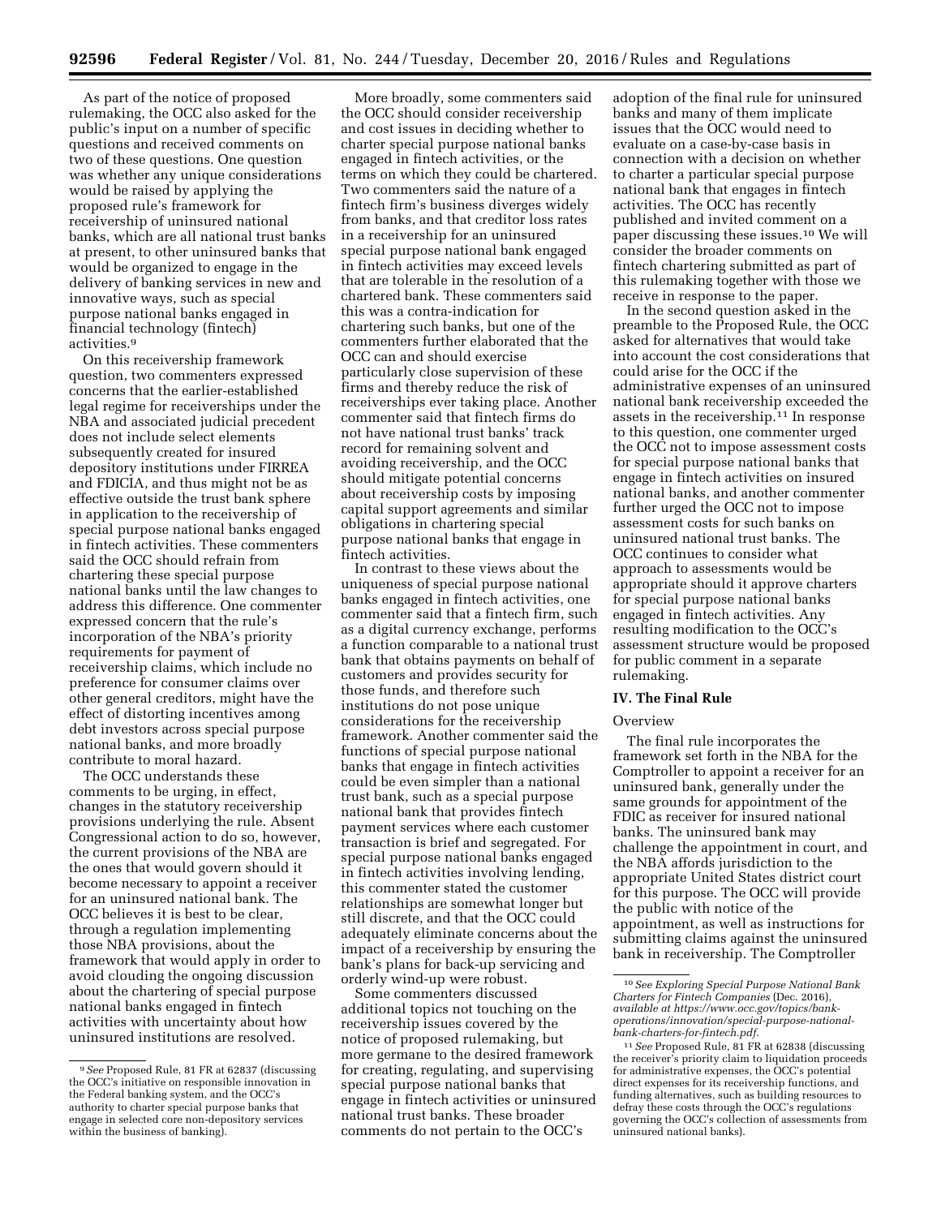As part of the notice of proposed rulemaking, the OCC also asked for the public's input on a number of specific questions and received comments on two of these questions. One question was whether any unique considerations would be raised by applying the proposed rule's framework for receivership of uninsured national banks, which are all national trust banks at present, to other uninsured banks that would be organized to engage in the delivery of banking services in new and innovative ways, such as special purpose national banks engaged in financial technology (fintech) activities.[9]

On this receivership framework question, two commenters expressed concerns that the earlier-established legal regime for receiverships under the NBA and associated judicial precedent does not include select elements subsequently created for insured depository institutions under FIRREA and FDICIA, and thus might not be as effective outside the trust bank sphere in application to the receivership of special purpose national banks engaged in fintech activities. These commenters said the OCC should refrain from chartering these special purpose national banks until the law changes to address this difference. One commenter expressed concern that the rule's incorporation of the NBA's priority requirements for payment of receivership claims, which include no preference for consumer claims over other general creditors, might have the effect of distorting incentives among debt investors across special purpose national banks, and more broadly contribute to moral hazard.

The OCC understands these comments to be urging, in effect, changes in the statutory receivership provisions underlying the rule. Absent Congressional action to do so, however, the current provisions of the NBA are the ones that would govern should it become necessary to appoint a receiver for an uninsured national bank. The OCC believes it is best to be clear, through a regulation implementing those NBA provisions, about the framework that would apply in order to avoid clouding the ongoing discussion about the chartering of special purpose national banks engaged in fintech activities with uncertainty about how uninsured institutions are resolved.

More broadly, some commenters said the OCC should consider receivership and cost issues in deciding whether to charter special purpose national banks engaged in fintech activities, or the terms on which they could be chartered. Two commenters said the nature of a fintech firm's business diverges widely from banks, and that creditor loss rates in a receivership for an uninsured special purpose national bank engaged in fintech activities may exceed levels that are tolerable in the resolution of a chartered bank. These commenters said this was a contra-indication for chartering such banks, but one of the commenters further elaborated that the OCC can and should exercise particularly close supervision of these firms and thereby reduce the risk of receiverships ever taking place. Another commenter said that fintech firms do not have national trust banks' track record for remaining solvent and avoiding receivership, and the OCC should mitigate potential concerns about receivership costs by imposing capital support agreements and similar obligations in chartering special purpose national banks that engage in fintech activities.

In contrast to these views about the uniqueness of special purpose national banks engaged in fintech activities, one commenter said that a fintech firm, such as a digital currency exchange, performs a function comparable to a national trust bank that obtains payments on behalf of customers and provides security for those funds, and therefore such institutions do not pose unique considerations for the receivership framework. Another commenter said the functions of special purpose national banks that engage in fintech activities could be even simpler than a national trust bank, such as a special purpose national bank that provides fintech payment services where each customer transaction is brief and segregated. For special purpose national banks engaged in fintech activities involving lending, this commenter stated the customer relationships are somewhat longer but still discrete, and that the OCC could adequately eliminate concerns about the impact of a receivership by ensuring the bank's plans for back-up servicing and orderly wind-up were robust.

Some commenters discussed additional topics not touching on the receivership issues covered by the notice of proposed rulemaking, but more germane to the desired framework for creating, regulating, and supervising special purpose national banks that engage in fintech activities or uninsured national trust banks. These broader comments do not pertain to the OCC's adoption of the final rule for uninsured banks and many of them implicate issues that the OCC would need to evaluate on a case-by-case basis in connection with a decision on whether to charter a particular special purpose national bank that engages in fintech activities. The OCC has recently published and invited comment on a paper discussing these issues.[10] We will consider the broader comments on fintech chartering submitted as part of this rulemaking together with those we receive in response to the paper.

In the second question asked in the preamble to the Proposed Rule, the OCC asked for alternatives that would take into account the cost considerations that could arise for the OCC if the administrative expenses of an uninsured national bank receivership exceeded the assets in the receivership.[11] In response to this question, one commenter urged the OCC not to impose assessment costs for special purpose national banks that engage in fintech activities on insured national banks, and another commenter further urged the OCC not to impose assessment costs for such banks on uninsured national trust banks. The OCC continues to consider what approach to assessments would be appropriate should it approve charters for special purpose national banks engaged in fintech activities. Any resulting modification to the OCC's assessment structure would be proposed for public comment in a separate rulemaking.

## IV. The Final Rule

### Overview

The final rule incorporates the framework set forth in the NBA for the Comptroller to appoint a receiver for an uninsured bank, generally under the same grounds for appointment of the FDIC as receiver for insured national banks. The uninsured bank may challenge the appointment in court, and the NBA affords jurisdiction to the appropriate United States district court for this purpose. The OCC will provide the public with notice of the appointment, as well as instructions for submitting claims against the uninsured bank in receivership. The Comptroller

---

[9] *See* Proposed Rule, 81 FR at 62837 (discussing the OCC's initiative on responsible innovation in the Federal banking system, and the OCC's authority to charter special purpose banks that engage in selected core non-depository services within the business of banking).

[10] *See Exploring Special Purpose National Bank Charters for Fintech Companies* (Dec. 2016), *available at https://www.occ.gov/topics/bank-operations/innovation/special-purpose-national-bank-charters-for-fintech.pdf.*

[11] *See* Proposed Rule, 81 FR at 62838 (discussing the receiver's priority claim to liquidation proceeds for administrative expenses, the OCC's potential direct expenses for its receivership functions, and funding alternatives, such as building resources to defray these costs through the OCC's regulations governing the OCC's collection of assessments from uninsured national banks).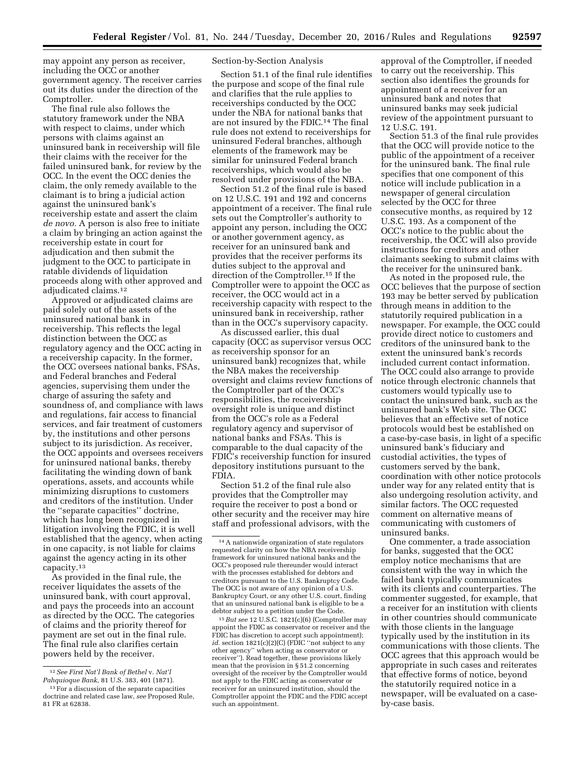may appoint any person as receiver, including the OCC or another government agency. The receiver carries out its duties under the direction of the Comptroller.

The final rule also follows the statutory framework under the NBA with respect to claims, under which persons with claims against an uninsured bank in receivership will file their claims with the receiver for the failed uninsured bank, for review by the OCC. In the event the OCC denies the claim, the only remedy available to the claimant is to bring a judicial action against the uninsured bank's receivership estate and assert the claim *de novo.* A person is also free to initiate a claim by bringing an action against the receivership estate in court for adjudication and then submit the judgment to the OCC to participate in ratable dividends of liquidation proceeds along with other approved and adjudicated claims.[12]

Approved or adjudicated claims are paid solely out of the assets of the uninsured national bank in receivership. This reflects the legal distinction between the OCC as regulatory agency and the OCC acting in a receivership capacity. In the former, the OCC oversees national banks, FSAs, and Federal branches and Federal agencies, supervising them under the charge of assuring the safety and soundness of, and compliance with laws and regulations, fair access to financial services, and fair treatment of customers by, the institutions and other persons subject to its jurisdiction. As receiver, the OCC appoints and oversees receivers for uninsured national banks, thereby facilitating the winding down of bank operations, assets, and accounts while minimizing disruptions to customers and creditors of the institution. Under the ''separate capacities'' doctrine, which has long been recognized in litigation involving the FDIC, it is well established that the agency, when acting in one capacity, is not liable for claims against the agency acting in its other capacity.[13]

As provided in the final rule, the receiver liquidates the assets of the uninsured bank, with court approval, and pays the proceeds into an account as directed by the OCC. The categories of claims and the priority thereof for payment are set out in the final rule. The final rule also clarifies certain powers held by the receiver.

Section-by-Section Analysis

Section 51.1 of the final rule identifies the purpose and scope of the final rule and clarifies that the rule applies to receiverships conducted by the OCC under the NBA for national banks that are not insured by the FDIC.[14] The final rule does not extend to receiverships for uninsured Federal branches, although elements of the framework may be similar for uninsured Federal branch receiverships, which would also be resolved under provisions of the NBA.

Section 51.2 of the final rule is based on 12 U.S.C. 191 and 192 and concerns appointment of a receiver. The final rule sets out the Comptroller's authority to appoint any person, including the OCC or another government agency, as receiver for an uninsured bank and provides that the receiver performs its duties subject to the approval and direction of the Comptroller.[15] If the Comptroller were to appoint the OCC as receiver, the OCC would act in a receivership capacity with respect to the uninsured bank in receivership, rather than in the OCC's supervisory capacity.

As discussed earlier, this dual capacity (OCC as supervisor versus OCC as receivership sponsor for an uninsured bank) recognizes that, while the NBA makes the receivership oversight and claims review functions of the Comptroller part of the OCC's responsibilities, the receivership oversight role is unique and distinct from the OCC's role as a Federal regulatory agency and supervisor of national banks and FSAs. This is comparable to the dual capacity of the FDIC's receivership function for insured depository institutions pursuant to the FDIA.

Section 51.2 of the final rule also provides that the Comptroller may require the receiver to post a bond or other security and the receiver may hire staff and professional advisors, with the approval of the Comptroller, if needed to carry out the receivership. This section also identifies the grounds for appointment of a receiver for an uninsured bank and notes that uninsured banks may seek judicial review of the appointment pursuant to 12 U.S.C. 191.

Section 51.3 of the final rule provides that the OCC will provide notice to the public of the appointment of a receiver for the uninsured bank. The final rule specifies that one component of this notice will include publication in a newspaper of general circulation selected by the OCC for three consecutive months, as required by 12 U.S.C. 193. As a component of the OCC's notice to the public about the receivership, the OCC will also provide instructions for creditors and other claimants seeking to submit claims with the receiver for the uninsured bank.

As noted in the proposed rule, the OCC believes that the purpose of section 193 may be better served by publication through means in addition to the statutorily required publication in a newspaper. For example, the OCC could provide direct notice to customers and creditors of the uninsured bank to the extent the uninsured bank's records included current contact information. The OCC could also arrange to provide notice through electronic channels that customers would typically use to contact the uninsured bank, such as the uninsured bank's Web site. The OCC believes that an effective set of notice protocols would best be established on a case-by-case basis, in light of a specific uninsured bank's fiduciary and custodial activities, the types of customers served by the bank, coordination with other notice protocols under way for any related entity that is also undergoing resolution activity, and similar factors. The OCC requested comment on alternative means of communicating with customers of uninsured banks.

One commenter, a trade association for banks, suggested that the OCC employ notice mechanisms that are consistent with the way in which the failed bank typically communicates with its clients and counterparties. The commenter suggested, for example, that a receiver for an institution with clients in other countries should communicate with those clients in the language typically used by the institution in its communications with those clients. The OCC agrees that this approach would be appropriate in such cases and reiterates that effective forms of notice, beyond the statutorily required notice in a newspaper, will be evaluated on a case-by-case basis.

---

[12] *See First Nat'l Bank of Bethel* v. *Nat'l Pahquioque Bank,* 81 U.S. 383, 401 (1871).

[13] For a discussion of the separate capacities doctrine and related case law, *see* Proposed Rule, 81 FR at 62838.

[14] A nationwide organization of state regulators requested clarity on how the NBA receivership framework for uninsured national banks and the OCC's proposed rule thereunder would interact with the processes established for debtors and creditors pursuant to the U.S. Bankruptcy Code. The OCC is not aware of any opinion of a U.S. Bankruptcy Court, or any other U.S. court, finding that an uninsured national bank is eligible to be a debtor subject to a petition under the Code.

[15] *But see* 12 U.S.C. 1821(c)(6) (Comptroller may appoint the FDIC as conservator or receiver and the FDIC has discretion to accept such appointment); *id.* section 1821(c)(2)(C) (FDIC ''not subject to any other agency'' when acting as conservator or receiver''). Read together, these provisions likely mean that the provision in § 51.2 concerning oversight of the receiver by the Comptroller would not apply to the FDIC acting as conservator or receiver for an uninsured institution, should the Comptroller appoint the FDIC and the FDIC accept such an appointment.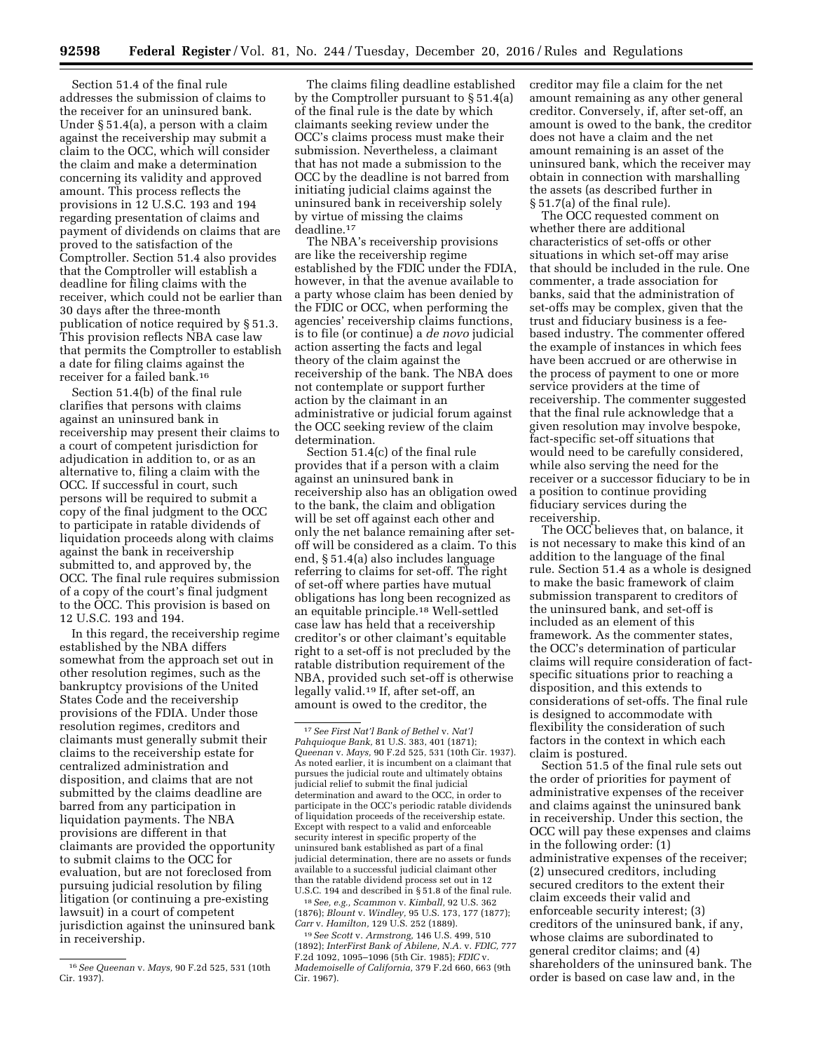Section 51.4 of the final rule addresses the submission of claims to the receiver for an uninsured bank. Under § 51.4(a), a person with a claim against the receivership may submit a claim to the OCC, which will consider the claim and make a determination concerning its validity and approved amount. This process reflects the provisions in 12 U.S.C. 193 and 194 regarding presentation of claims and payment of dividends on claims that are proved to the satisfaction of the Comptroller. Section 51.4 also provides that the Comptroller will establish a deadline for filing claims with the receiver, which could not be earlier than 30 days after the three-month publication of notice required by § 51.3. This provision reflects NBA case law that permits the Comptroller to establish a date for filing claims against the receiver for a failed bank.[16]

Section 51.4(b) of the final rule clarifies that persons with claims against an uninsured bank in receivership may present their claims to a court of competent jurisdiction for adjudication in addition to, or as an alternative to, filing a claim with the OCC. If successful in court, such persons will be required to submit a copy of the final judgment to the OCC to participate in ratable dividends of liquidation proceeds along with claims against the bank in receivership submitted to, and approved by, the OCC. The final rule requires submission of a copy of the court's final judgment to the OCC. This provision is based on 12 U.S.C. 193 and 194.

In this regard, the receivership regime established by the NBA differs somewhat from the approach set out in other resolution regimes, such as the bankruptcy provisions of the United States Code and the receivership provisions of the FDIA. Under those resolution regimes, creditors and claimants must generally submit their claims to the receivership estate for centralized administration and disposition, and claims that are not submitted by the claims deadline are barred from any participation in liquidation payments. The NBA provisions are different in that claimants are provided the opportunity to submit claims to the OCC for evaluation, but are not foreclosed from pursuing judicial resolution by filing litigation (or continuing a pre-existing lawsuit) in a court of competent jurisdiction against the uninsured bank in receivership.

The claims filing deadline established by the Comptroller pursuant to § 51.4(a) of the final rule is the date by which claimants seeking review under the OCC's claims process must make their submission. Nevertheless, a claimant that has not made a submission to the OCC by the deadline is not barred from initiating judicial claims against the uninsured bank in receivership solely by virtue of missing the claims deadline.[17]

The NBA's receivership provisions are like the receivership regime established by the FDIC under the FDIA, however, in that the avenue available to a party whose claim has been denied by the FDIC or OCC, when performing the agencies' receivership claims functions, is to file (or continue) a *de novo* judicial action asserting the facts and legal theory of the claim against the receivership of the bank. The NBA does not contemplate or support further action by the claimant in an administrative or judicial forum against the OCC seeking review of the claim determination.

Section 51.4(c) of the final rule provides that if a person with a claim against an uninsured bank in receivership also has an obligation owed to the bank, the claim and obligation will be set off against each other and only the net balance remaining after set-off will be considered as a claim. To this end, § 51.4(a) also includes language referring to claims for set-off. The right of set-off where parties have mutual obligations has long been recognized as an equitable principle.[18] Well-settled case law has held that a receivership creditor's or other claimant's equitable right to a set-off is not precluded by the ratable distribution requirement of the NBA, provided such set-off is otherwise legally valid.[19] If, after set-off, an amount is owed to the creditor, the creditor may file a claim for the net amount remaining as any other general creditor. Conversely, if, after set-off, an amount is owed to the bank, the creditor does not have a claim and the net amount remaining is an asset of the uninsured bank, which the receiver may obtain in connection with marshalling the assets (as described further in § 51.7(a) of the final rule).

The OCC requested comment on whether there are additional characteristics of set-offs or other situations in which set-off may arise that should be included in the rule. One commenter, a trade association for banks, said that the administration of set-offs may be complex, given that the trust and fiduciary business is a fee-based industry. The commenter offered the example of instances in which fees have been accrued or are otherwise in the process of payment to one or more service providers at the time of receivership. The commenter suggested that the final rule acknowledge that a given resolution may involve bespoke, fact-specific set-off situations that would need to be carefully considered, while also serving the need for the receiver or a successor fiduciary to be in a position to continue providing fiduciary services during the receivership.

The OCC believes that, on balance, it is not necessary to make this kind of an addition to the language of the final rule. Section 51.4 as a whole is designed to make the basic framework of claim submission transparent to creditors of the uninsured bank, and set-off is included as an element of this framework. As the commenter states, the OCC's determination of particular claims will require consideration of fact-specific situations prior to reaching a disposition, and this extends to considerations of set-offs. The final rule is designed to accommodate with flexibility the consideration of such factors in the context in which each claim is postured.

Section 51.5 of the final rule sets out the order of priorities for payment of administrative expenses of the receiver and claims against the uninsured bank in receivership. Under this section, the OCC will pay these expenses and claims in the following order: (1) administrative expenses of the receiver; (2) unsecured creditors, including secured creditors to the extent their claim exceeds their valid and enforceable security interest; (3) creditors of the uninsured bank, if any, whose claims are subordinated to general creditor claims; and (4) shareholders of the uninsured bank. The order is based on case law and, in the

---

[16] *See Queenan* v. *Mays,* 90 F.2d 525, 531 (10th Cir. 1937).

[17] *See First Nat'l Bank of Bethel* v. *Nat'l Pahquioque Bank,* 81 U.S. 383, 401 (1871); *Queenan* v. *Mays,* 90 F.2d 525, 531 (10th Cir. 1937). As noted earlier, it is incumbent on a claimant that pursues the judicial route and ultimately obtains judicial relief to submit the final judicial determination and award to the OCC, in order to participate in the OCC's periodic ratable dividends of liquidation proceeds of the receivership estate. Except with respect to a valid and enforceable security interest in specific property of the uninsured bank established as part of a final judicial determination, there are no assets or funds available to a successful judicial claimant other than the ratable dividend process set out in 12 U.S.C. 194 and described in § 51.8 of the final rule.

[18] *See, e.g., Scammon* v. *Kimball,* 92 U.S. 362 (1876); *Blount* v. *Windley,* 95 U.S. 173, 177 (1877); *Carr* v. *Hamilton,* 129 U.S. 252 (1889).

[19] *See Scott* v. *Armstrong,* 146 U.S. 499, 510 (1892); *InterFirst Bank of Abilene, N.A.* v. *FDIC,* 777 F.2d 1092, 1095–1096 (5th Cir. 1985); *FDIC* v. *Mademoiselle of California,* 379 F.2d 660, 663 (9th Cir. 1967).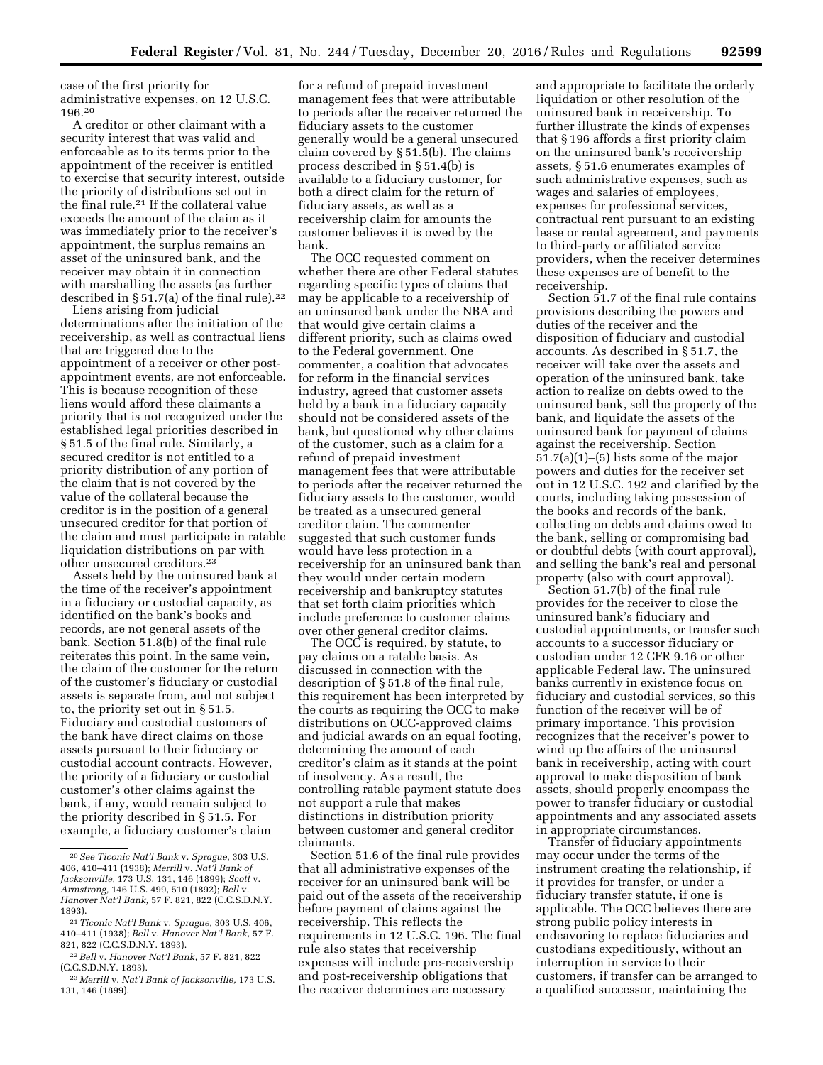case of the first priority for administrative expenses, on 12 U.S.C. 196.[20]

A creditor or other claimant with a security interest that was valid and enforceable as to its terms prior to the appointment of the receiver is entitled to exercise that security interest, outside the priority of distributions set out in the final rule.[21] If the collateral value exceeds the amount of the claim as it was immediately prior to the receiver's appointment, the surplus remains an asset of the uninsured bank, and the receiver may obtain it in connection with marshalling the assets (as further described in § 51.7(a) of the final rule).[22]

Liens arising from judicial determinations after the initiation of the receivership, as well as contractual liens that are triggered due to the appointment of a receiver or other post-appointment events, are not enforceable. This is because recognition of these liens would afford these claimants a priority that is not recognized under the established legal priorities described in § 51.5 of the final rule. Similarly, a secured creditor is not entitled to a priority distribution of any portion of the claim that is not covered by the value of the collateral because the creditor is in the position of a general unsecured creditor for that portion of the claim and must participate in ratable liquidation distributions on par with other unsecured creditors.[23]

Assets held by the uninsured bank at the time of the receiver's appointment in a fiduciary or custodial capacity, as identified on the bank's books and records, are not general assets of the bank. Section 51.8(b) of the final rule reiterates this point. In the same vein, the claim of the customer for the return of the customer's fiduciary or custodial assets is separate from, and not subject to, the priority set out in § 51.5. Fiduciary and custodial customers of the bank have direct claims on those assets pursuant to their fiduciary or custodial account contracts. However, the priority of a fiduciary or custodial customer's other claims against the bank, if any, would remain subject to the priority described in § 51.5. For example, a fiduciary customer's claim for a refund of prepaid investment management fees that were attributable to periods after the receiver returned the fiduciary assets to the customer generally would be a general unsecured claim covered by § 51.5(b). The claims process described in § 51.4(b) is available to a fiduciary customer, for both a direct claim for the return of fiduciary assets, as well as a receivership claim for amounts the customer believes it is owed by the bank.

The OCC requested comment on whether there are other Federal statutes regarding specific types of claims that may be applicable to a receivership of an uninsured bank under the NBA and that would give certain claims a different priority, such as claims owed to the Federal government. One commenter, a coalition that advocates for reform in the financial services industry, agreed that customer assets held by a bank in a fiduciary capacity should not be considered assets of the bank, but questioned why other claims of the customer, such as a claim for a refund of prepaid investment management fees that were attributable to periods after the receiver returned the fiduciary assets to the customer, would be treated as a unsecured general creditor claim. The commenter suggested that such customer funds would have less protection in a receivership for an uninsured bank than they would under certain modern receivership and bankruptcy statutes that set forth claim priorities which include preference to customer claims over other general creditor claims.

The OCC is required, by statute, to pay claims on a ratable basis. As discussed in connection with the description of § 51.8 of the final rule, this requirement has been interpreted by the courts as requiring the OCC to make distributions on OCC-approved claims and judicial awards on an equal footing, determining the amount of each creditor's claim as it stands at the point of insolvency. As a result, the controlling ratable payment statute does not support a rule that makes distinctions in distribution priority between customer and general creditor claimants.

Section 51.6 of the final rule provides that all administrative expenses of the receiver for an uninsured bank will be paid out of the assets of the receivership before payment of claims against the receivership. This reflects the requirements in 12 U.S.C. 196. The final rule also states that receivership expenses will include pre-receivership and post-receivership obligations that the receiver determines are necessary and appropriate to facilitate the orderly liquidation or other resolution of the uninsured bank in receivership. To further illustrate the kinds of expenses that § 196 affords a first priority claim on the uninsured bank's receivership assets, § 51.6 enumerates examples of such administrative expenses, such as wages and salaries of employees, expenses for professional services, contractual rent pursuant to an existing lease or rental agreement, and payments to third-party or affiliated service providers, when the receiver determines these expenses are of benefit to the receivership.

Section 51.7 of the final rule contains provisions describing the powers and duties of the receiver and the disposition of fiduciary and custodial accounts. As described in § 51.7, the receiver will take over the assets and operation of the uninsured bank, take action to realize on debts owed to the uninsured bank, sell the property of the bank, and liquidate the assets of the uninsured bank for payment of claims against the receivership. Section 51.7(a)(1)–(5) lists some of the major powers and duties for the receiver set out in 12 U.S.C. 192 and clarified by the courts, including taking possession of the books and records of the bank, collecting on debts and claims owed to the bank, selling or compromising bad or doubtful debts (with court approval), and selling the bank's real and personal property (also with court approval).

Section 51.7(b) of the final rule provides for the receiver to close the uninsured bank's fiduciary and custodial appointments, or transfer such accounts to a successor fiduciary or custodian under 12 CFR 9.16 or other applicable Federal law. The uninsured banks currently in existence focus on fiduciary and custodial services, so this function of the receiver will be of primary importance. This provision recognizes that the receiver's power to wind up the affairs of the uninsured bank in receivership, acting with court approval to make disposition of bank assets, should properly encompass the power to transfer fiduciary or custodial appointments and any associated assets in appropriate circumstances.

Transfer of fiduciary appointments may occur under the terms of the instrument creating the relationship, if it provides for transfer, or under a fiduciary transfer statute, if one is applicable. The OCC believes there are strong public policy interests in endeavoring to replace fiduciaries and custodians expeditiously, without an interruption in service to their customers, if transfer can be arranged to a qualified successor, maintaining the

---

[20] *See Ticonic Nat'l Bank* v. *Sprague,* 303 U.S. 406, 410–411 (1938); *Merrill* v. *Nat'l Bank of Jacksonville,* 173 U.S. 131, 146 (1899); *Scott* v. *Armstrong,* 146 U.S. 499, 510 (1892); *Bell* v. *Hanover Nat'l Bank,* 57 F. 821, 822 (C.C.S.D.N.Y. 1893).

[21] *Ticonic Nat'l Bank* v. *Sprague,* 303 U.S. 406, 410–411 (1938); *Bell* v. *Hanover Nat'l Bank,* 57 F. 821, 822 (C.C.S.D.N.Y. 1893).

[22] *Bell* v. *Hanover Nat'l Bank,* 57 F. 821, 822 (C.C.S.D.N.Y. 1893).

[23] *Merrill* v. *Nat'l Bank of Jacksonville,* 173 U.S. 131, 146 (1899).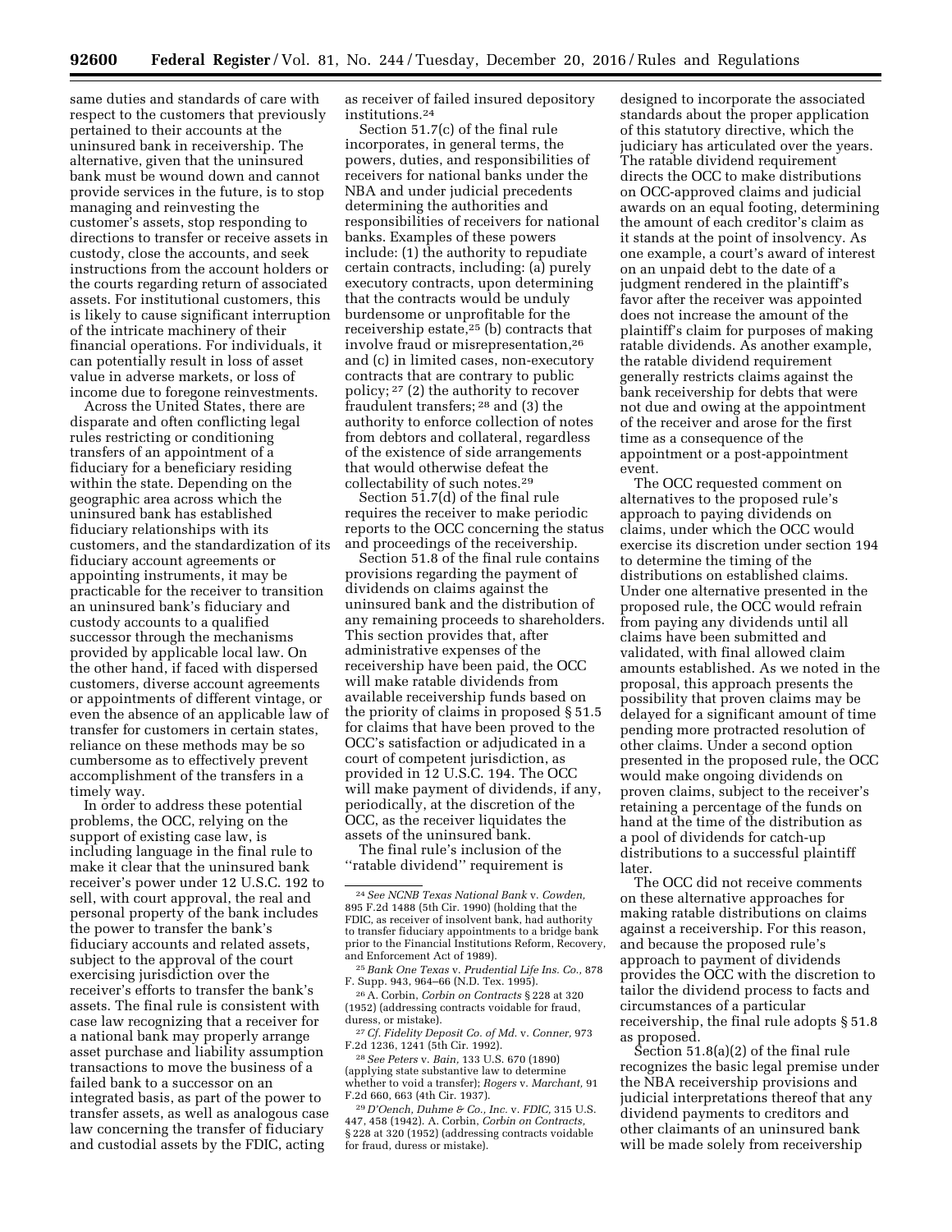same duties and standards of care with respect to the customers that previously pertained to their accounts at the uninsured bank in receivership. The alternative, given that the uninsured bank must be wound down and cannot provide services in the future, is to stop managing and reinvesting the customer's assets, stop responding to directions to transfer or receive assets in custody, close the accounts, and seek instructions from the account holders or the courts regarding return of associated assets. For institutional customers, this is likely to cause significant interruption of the intricate machinery of their financial operations. For individuals, it can potentially result in loss of asset value in adverse markets, or loss of income due to foregone reinvestments.

Across the United States, there are disparate and often conflicting legal rules restricting or conditioning transfers of an appointment of a fiduciary for a beneficiary residing within the state. Depending on the geographic area across which the uninsured bank has established fiduciary relationships with its customers, and the standardization of its fiduciary account agreements or appointing instruments, it may be practicable for the receiver to transition an uninsured bank's fiduciary and custody accounts to a qualified successor through the mechanisms provided by applicable local law. On the other hand, if faced with dispersed customers, diverse account agreements or appointments of different vintage, or even the absence of an applicable law of transfer for customers in certain states, reliance on these methods may be so cumbersome as to effectively prevent accomplishment of the transfers in a timely way.

In order to address these potential problems, the OCC, relying on the support of existing case law, is including language in the final rule to make it clear that the uninsured bank receiver's power under 12 U.S.C. 192 to sell, with court approval, the real and personal property of the bank includes the power to transfer the bank's fiduciary accounts and related assets, subject to the approval of the court exercising jurisdiction over the receiver's efforts to transfer the bank's assets. The final rule is consistent with case law recognizing that a receiver for a national bank may properly arrange asset purchase and liability assumption transactions to move the business of a failed bank to a successor on an integrated basis, as part of the power to transfer assets, as well as analogous case law concerning the transfer of fiduciary and custodial assets by the FDIC, acting as receiver of failed insured depository institutions.[24]

Section 51.7(c) of the final rule incorporates, in general terms, the powers, duties, and responsibilities of receivers for national banks under the NBA and under judicial precedents determining the authorities and responsibilities of receivers for national banks. Examples of these powers include: (1) the authority to repudiate certain contracts, including: (a) purely executory contracts, upon determining that the contracts would be unduly burdensome or unprofitable for the receivership estate,[25] (b) contracts that involve fraud or misrepresentation,[26] and (c) in limited cases, non-executory contracts that are contrary to public policy;[27] (2) the authority to recover fraudulent transfers;[28] and (3) the authority to enforce collection of notes from debtors and collateral, regardless of the existence of side arrangements that would otherwise defeat the collectability of such notes.[29]

Section 51.7(d) of the final rule requires the receiver to make periodic reports to the OCC concerning the status and proceedings of the receivership.

Section 51.8 of the final rule contains provisions regarding the payment of dividends on claims against the uninsured bank and the distribution of any remaining proceeds to shareholders. This section provides that, after administrative expenses of the receivership have been paid, the OCC will make ratable dividends from available receivership funds based on the priority of claims in proposed § 51.5 for claims that have been proved to the OCC's satisfaction or adjudicated in a court of competent jurisdiction, as provided in 12 U.S.C. 194. The OCC will make payment of dividends, if any, periodically, at the discretion of the OCC, as the receiver liquidates the assets of the uninsured bank.

The final rule's inclusion of the "ratable dividend" requirement is designed to incorporate the associated standards about the proper application of this statutory directive, which the judiciary has articulated over the years. The ratable dividend requirement directs the OCC to make distributions on OCC-approved claims and judicial awards on an equal footing, determining the amount of each creditor's claim as it stands at the point of insolvency. As one example, a court's award of interest on an unpaid debt to the date of a judgment rendered in the plaintiff's favor after the receiver was appointed does not increase the amount of the plaintiff's claim for purposes of making ratable dividends. As another example, the ratable dividend requirement generally restricts claims against the bank receivership for debts that were not due and owing at the appointment of the receiver and arose for the first time as a consequence of the appointment or a post-appointment event.

The OCC requested comment on alternatives to the proposed rule's approach to paying dividends on claims, under which the OCC would exercise its discretion under section 194 to determine the timing of the distributions on established claims. Under one alternative presented in the proposed rule, the OCC would refrain from paying any dividends until all claims have been submitted and validated, with final allowed claim amounts established. As we noted in the proposal, this approach presents the possibility that proven claims may be delayed for a significant amount of time pending more protracted resolution of other claims. Under a second option presented in the proposed rule, the OCC would make ongoing dividends on proven claims, subject to the receiver's retaining a percentage of the funds on hand at the time of the distribution as a pool of dividends for catch-up distributions to a successful plaintiff later.

The OCC did not receive comments on these alternative approaches for making ratable distributions on claims against a receivership. For this reason, and because the proposed rule's approach to payment of dividends provides the OCC with the discretion to tailor the dividend process to facts and circumstances of a particular receivership, the final rule adopts § 51.8 as proposed.

Section 51.8(a)(2) of the final rule recognizes the basic legal premise under the NBA receivership provisions and judicial interpretations thereof that any dividend payments to creditors and other claimants of an uninsured bank will be made solely from receivership

---

[24] *See NCNB Texas National Bank* v. *Cowden,* 895 F.2d 1488 (5th Cir. 1990) (holding that the FDIC, as receiver of insolvent bank, had authority to transfer fiduciary appointments to a bridge bank prior to the Financial Institutions Reform, Recovery, and Enforcement Act of 1989).

[25] *Bank One Texas* v. *Prudential Life Ins. Co.,* 878 F. Supp. 943, 964–66 (N.D. Tex. 1995).

[26] A. Corbin, *Corbin on Contracts* § 228 at 320 (1952) (addressing contracts voidable for fraud, duress, or mistake).

[27] *Cf. Fidelity Deposit Co. of Md.* v. *Conner,* 973 F.2d 1236, 1241 (5th Cir. 1992).

[28] *See Peters* v. *Bain,* 133 U.S. 670 (1890) (applying state substantive law to determine whether to void a transfer); *Rogers* v. *Marchant,* 91 F.2d 660, 663 (4th Cir. 1937).

[29] *D'Oench, Duhme & Co., Inc.* v. *FDIC,* 315 U.S. 447, 458 (1942). A. Corbin, *Corbin on Contracts,* § 228 at 320 (1952) (addressing contracts voidable for fraud, duress or mistake).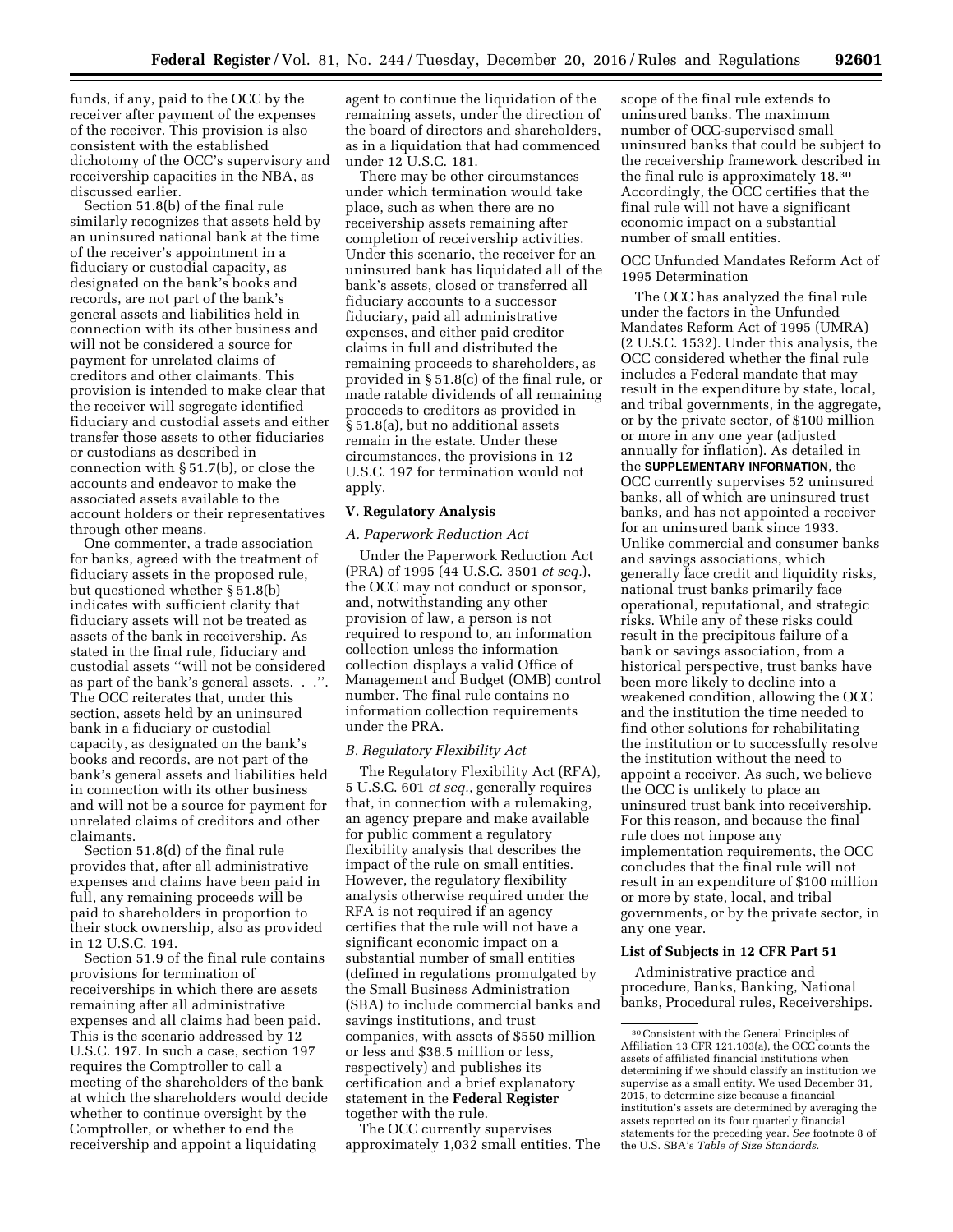funds, if any, paid to the OCC by the receiver after payment of the expenses of the receiver. This provision is also consistent with the established dichotomy of the OCC's supervisory and receivership capacities in the NBA, as discussed earlier.

Section 51.8(b) of the final rule similarly recognizes that assets held by an uninsured national bank at the time of the receiver's appointment in a fiduciary or custodial capacity, as designated on the bank's books and records, are not part of the bank's general assets and liabilities held in connection with its other business and will not be considered a source for payment for unrelated claims of creditors and other claimants. This provision is intended to make clear that the receiver will segregate identified fiduciary and custodial assets and either transfer those assets to other fiduciaries or custodians as described in connection with § 51.7(b), or close the accounts and endeavor to make the associated assets available to the account holders or their representatives through other means.

One commenter, a trade association for banks, agreed with the treatment of fiduciary assets in the proposed rule, but questioned whether § 51.8(b) indicates with sufficient clarity that fiduciary assets will not be treated as assets of the bank in receivership. As stated in the final rule, fiduciary and custodial assets ''will not be considered as part of the bank's general assets. . .''. The OCC reiterates that, under this section, assets held by an uninsured bank in a fiduciary or custodial capacity, as designated on the bank's books and records, are not part of the bank's general assets and liabilities held in connection with its other business and will not be a source for payment for unrelated claims of creditors and other claimants.

Section 51.8(d) of the final rule provides that, after all administrative expenses and claims have been paid in full, any remaining proceeds will be paid to shareholders in proportion to their stock ownership, also as provided in 12 U.S.C. 194.

Section 51.9 of the final rule contains provisions for termination of receiverships in which there are assets remaining after all administrative expenses and all claims had been paid. This is the scenario addressed by 12 U.S.C. 197. In such a case, section 197 requires the Comptroller to call a meeting of the shareholders of the bank at which the shareholders would decide whether to continue oversight by the Comptroller, or whether to end the receivership and appoint a liquidating agent to continue the liquidation of the remaining assets, under the direction of the board of directors and shareholders, as in a liquidation that had commenced under 12 U.S.C. 181.

There may be other circumstances under which termination would take place, such as when there are no receivership assets remaining after completion of receivership activities. Under this scenario, the receiver for an uninsured bank has liquidated all of the bank's assets, closed or transferred all fiduciary accounts to a successor fiduciary, paid all administrative expenses, and either paid creditor claims in full and distributed the remaining proceeds to shareholders, as provided in § 51.8(c) of the final rule, or made ratable dividends of all remaining proceeds to creditors as provided in § 51.8(a), but no additional assets remain in the estate. Under these circumstances, the provisions in 12 U.S.C. 197 for termination would not apply.

## V. Regulatory Analysis

### *A. Paperwork Reduction Act*

Under the Paperwork Reduction Act (PRA) of 1995 (44 U.S.C. 3501 *et seq.*), the OCC may not conduct or sponsor, and, notwithstanding any other provision of law, a person is not required to respond to, an information collection unless the information collection displays a valid Office of Management and Budget (OMB) control number. The final rule contains no information collection requirements under the PRA.

### *B. Regulatory Flexibility Act*

The Regulatory Flexibility Act (RFA), 5 U.S.C. 601 *et seq.*, generally requires that, in connection with a rulemaking, an agency prepare and make available for public comment a regulatory flexibility analysis that describes the impact of the rule on small entities. However, the regulatory flexibility analysis otherwise required under the RFA is not required if an agency certifies that the rule will not have a significant economic impact on a substantial number of small entities (defined in regulations promulgated by the Small Business Administration (SBA) to include commercial banks and savings institutions, and trust companies, with assets of $550 million or less and $38.5 million or less, respectively) and publishes its certification and a brief explanatory statement in the **Federal Register** together with the rule.

The OCC currently supervises approximately 1,032 small entities. The scope of the final rule extends to uninsured banks. The maximum number of OCC-supervised small uninsured banks that could be subject to the receivership framework described in the final rule is approximately 18.[30] Accordingly, the OCC certifies that the final rule will not have a significant economic impact on a substantial number of small entities.

### OCC Unfunded Mandates Reform Act of 1995 Determination

The OCC has analyzed the final rule under the factors in the Unfunded Mandates Reform Act of 1995 (UMRA) (2 U.S.C. 1532). Under this analysis, the OCC considered whether the final rule includes a Federal mandate that may result in the expenditure by state, local, and tribal governments, in the aggregate, or by the private sector, of $100 million or more in any one year (adjusted annually for inflation). As detailed in the SUPPLEMENTARY INFORMATION, the OCC currently supervises 52 uninsured banks, all of which are uninsured trust banks, and has not appointed a receiver for an uninsured bank since 1933. Unlike commercial and consumer banks and savings associations, which generally face credit and liquidity risks, national trust banks primarily face operational, reputational, and strategic risks. While any of these risks could result in the precipitous failure of a bank or savings association, from a historical perspective, trust banks have been more likely to decline into a weakened condition, allowing the OCC and the institution the time needed to find other solutions for rehabilitating the institution or to successfully resolve the institution without the need to appoint a receiver. As such, we believe the OCC is unlikely to place an uninsured trust bank into receivership. For this reason, and because the final rule does not impose any implementation requirements, the OCC concludes that the final rule will not result in an expenditure of $100 million or more by state, local, and tribal governments, or by the private sector, in any one year.

### List of Subjects in 12 CFR Part 51

Administrative practice and procedure, Banks, Banking, National banks, Procedural rules, Receiverships.

---

[30] Consistent with the General Principles of Affiliation 13 CFR 121.103(a), the OCC counts the assets of affiliated financial institutions when determining if we should classify an institution we supervise as a small entity. We used December 31, 2015, to determine size because a financial institution's assets are determined by averaging the assets reported on its four quarterly financial statements for the preceding year. *See* footnote 8 of the U.S. SBA's *Table of Size Standards.*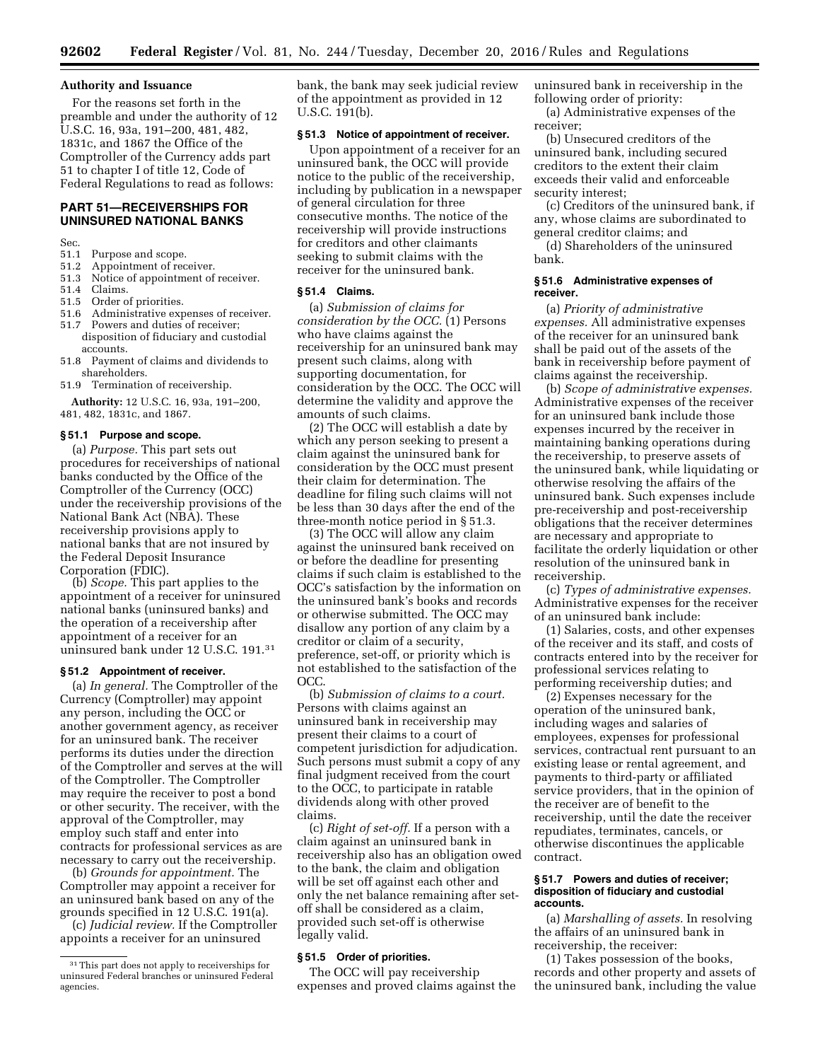## Authority and Issuance

For the reasons set forth in the preamble and under the authority of 12 U.S.C. 16, 93a, 191–200, 481, 482, 1831c, and 1867 the Office of the Comptroller of the Currency adds part 51 to chapter I of title 12, Code of Federal Regulations to read as follows:

## PART 51—RECEIVERSHIPS FOR UNINSURED NATIONAL BANKS

Sec.
51.1 Purpose and scope.
51.2 Appointment of receiver.
51.3 Notice of appointment of receiver.
51.4 Claims.
51.5 Order of priorities.
51.6 Administrative expenses of receiver.
51.7 Powers and duties of receiver; disposition of fiduciary and custodial accounts.
51.8 Payment of claims and dividends to shareholders.
51.9 Termination of receivership.

**Authority:** 12 U.S.C. 16, 93a, 191–200, 481, 482, 1831c, and 1867.

### § 51.1 Purpose and scope.

(a) *Purpose.* This part sets out procedures for receiverships of national banks conducted by the Office of the Comptroller of the Currency (OCC) under the receivership provisions of the National Bank Act (NBA). These receivership provisions apply to national banks that are not insured by the Federal Deposit Insurance Corporation (FDIC).

(b) *Scope.* This part applies to the appointment of a receiver for uninsured national banks (uninsured banks) and the operation of a receivership after appointment of a receiver for an uninsured bank under 12 U.S.C. 191.[31]

### § 51.2 Appointment of receiver.

(a) *In general.* The Comptroller of the Currency (Comptroller) may appoint any person, including the OCC or another government agency, as receiver for an uninsured bank. The receiver performs its duties under the direction of the Comptroller and serves at the will of the Comptroller. The Comptroller may require the receiver to post a bond or other security. The receiver, with the approval of the Comptroller, may employ such staff and enter into contracts for professional services as are necessary to carry out the receivership.

(b) *Grounds for appointment.* The Comptroller may appoint a receiver for an uninsured bank based on any of the grounds specified in 12 U.S.C. 191(a).

(c) *Judicial review.* If the Comptroller appoints a receiver for an uninsured bank, the bank may seek judicial review of the appointment as provided in 12 U.S.C. 191(b).

### § 51.3 Notice of appointment of receiver.

Upon appointment of a receiver for an uninsured bank, the OCC will provide notice to the public of the receivership, including by publication in a newspaper of general circulation for three consecutive months. The notice of the receivership will provide instructions for creditors and other claimants seeking to submit claims with the receiver for the uninsured bank.

### § 51.4 Claims.

(a) *Submission of claims for consideration by the OCC.* (1) Persons who have claims against the receivership for an uninsured bank may present such claims, along with supporting documentation, for consideration by the OCC. The OCC will determine the validity and approve the amounts of such claims.

(2) The OCC will establish a date by which any person seeking to present a claim against the uninsured bank for consideration by the OCC must present their claim for determination. The deadline for filing such claims will not be less than 30 days after the end of the three-month notice period in § 51.3.

(3) The OCC will allow any claim against the uninsured bank received on or before the deadline for presenting claims if such claim is established to the OCC's satisfaction by the information on the uninsured bank's books and records or otherwise submitted. The OCC may disallow any portion of any claim by a creditor or claim of a security, preference, set-off, or priority which is not established to the satisfaction of the OCC.

(b) *Submission of claims to a court.* Persons with claims against an uninsured bank in receivership may present their claims to a court of competent jurisdiction for adjudication. Such persons must submit a copy of any final judgment received from the court to the OCC, to participate in ratable dividends along with other proved claims.

(c) *Right of set-off.* If a person with a claim against an uninsured bank in receivership also has an obligation owed to the bank, the claim and obligation will be set off against each other and only the net balance remaining after set-off shall be considered as a claim, provided such set-off is otherwise legally valid.

### § 51.5 Order of priorities.

The OCC will pay receivership expenses and proved claims against the uninsured bank in receivership in the following order of priority:

(a) Administrative expenses of the receiver;

(b) Unsecured creditors of the uninsured bank, including secured creditors to the extent their claim exceeds their valid and enforceable security interest;

(c) Creditors of the uninsured bank, if any, whose claims are subordinated to general creditor claims; and

(d) Shareholders of the uninsured bank.

### § 51.6 Administrative expenses of receiver.

(a) *Priority of administrative expenses.* All administrative expenses of the receiver for an uninsured bank shall be paid out of the assets of the bank in receivership before payment of claims against the receivership.

(b) *Scope of administrative expenses.* Administrative expenses of the receiver for an uninsured bank include those expenses incurred by the receiver in maintaining banking operations during the receivership, to preserve assets of the uninsured bank, while liquidating or otherwise resolving the affairs of the uninsured bank. Such expenses include pre-receivership and post-receivership obligations that the receiver determines are necessary and appropriate to facilitate the orderly liquidation or other resolution of the uninsured bank in receivership.

(c) *Types of administrative expenses.* Administrative expenses for the receiver of an uninsured bank include:

(1) Salaries, costs, and other expenses of the receiver and its staff, and costs of contracts entered into by the receiver for professional services relating to performing receivership duties; and

(2) Expenses necessary for the operation of the uninsured bank, including wages and salaries of employees, expenses for professional services, contractual rent pursuant to an existing lease or rental agreement, and payments to third-party or affiliated service providers, that in the opinion of the receiver are of benefit to the receivership, until the date the receiver repudiates, terminates, cancels, or otherwise discontinues the applicable contract.

### § 51.7 Powers and duties of receiver; disposition of fiduciary and custodial accounts.

(a) *Marshalling of assets.* In resolving the affairs of an uninsured bank in receivership, the receiver:

(1) Takes possession of the books, records and other property and assets of the uninsured bank, including the value

[31] This part does not apply to receiverships for uninsured Federal branches or uninsured Federal agencies.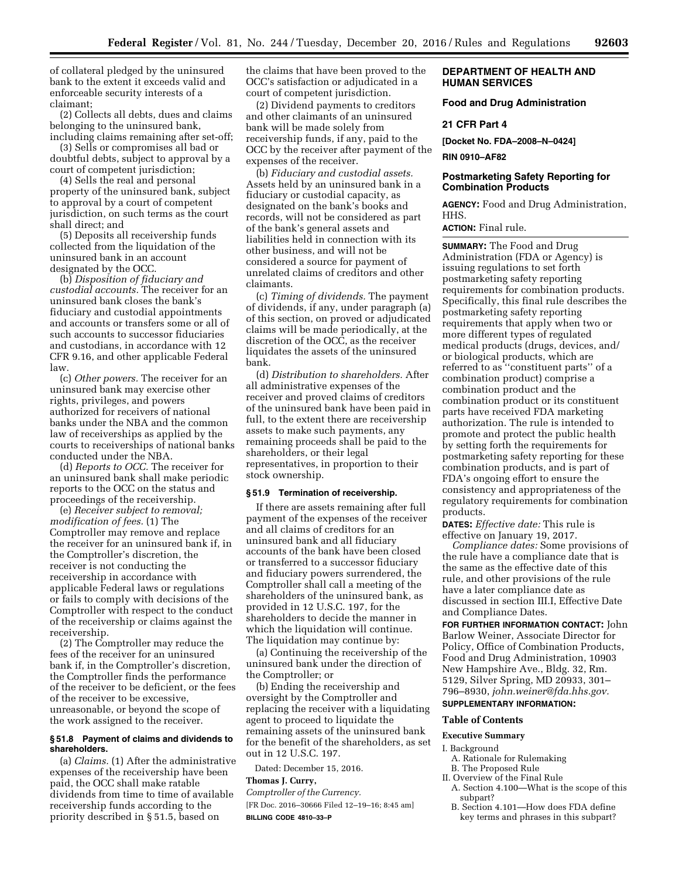of collateral pledged by the uninsured bank to the extent it exceeds valid and enforceable security interests of a claimant;

(2) Collects all debts, dues and claims belonging to the uninsured bank, including claims remaining after set-off;

(3) Sells or compromises all bad or doubtful debts, subject to approval by a court of competent jurisdiction;

(4) Sells the real and personal property of the uninsured bank, subject to approval by a court of competent jurisdiction, on such terms as the court shall direct; and

(5) Deposits all receivership funds collected from the liquidation of the uninsured bank in an account designated by the OCC.

(b) *Disposition of fiduciary and custodial accounts.* The receiver for an uninsured bank closes the bank's fiduciary and custodial appointments and accounts or transfers some or all of such accounts to successor fiduciaries and custodians, in accordance with 12 CFR 9.16, and other applicable Federal law.

(c) *Other powers.* The receiver for an uninsured bank may exercise other rights, privileges, and powers authorized for receivers of national banks under the NBA and the common law of receiverships as applied by the courts to receiverships of national banks conducted under the NBA.

(d) *Reports to OCC.* The receiver for an uninsured bank shall make periodic reports to the OCC on the status and proceedings of the receivership.

(e) *Receiver subject to removal; modification of fees.* (1) The Comptroller may remove and replace the receiver for an uninsured bank if, in the Comptroller's discretion, the receiver is not conducting the receivership in accordance with applicable Federal laws or regulations or fails to comply with decisions of the Comptroller with respect to the conduct of the receivership or claims against the receivership.

(2) The Comptroller may reduce the fees of the receiver for an uninsured bank if, in the Comptroller's discretion, the Comptroller finds the performance of the receiver to be deficient, or the fees of the receiver to be excessive, unreasonable, or beyond the scope of the work assigned to the receiver.

### § 51.8 Payment of claims and dividends to shareholders.

(a) *Claims.* (1) After the administrative expenses of the receivership have been paid, the OCC shall make ratable dividends from time to time of available receivership funds according to the priority described in § 51.5, based on the claims that have been proved to the OCC's satisfaction or adjudicated in a court of competent jurisdiction.

(2) Dividend payments to creditors and other claimants of an uninsured bank will be made solely from receivership funds, if any, paid to the OCC by the receiver after payment of the expenses of the receiver.

(b) *Fiduciary and custodial assets.* Assets held by an uninsured bank in a fiduciary or custodial capacity, as designated on the bank's books and records, will not be considered as part of the bank's general assets and liabilities held in connection with its other business, and will not be considered a source for payment of unrelated claims of creditors and other claimants.

(c) *Timing of dividends.* The payment of dividends, if any, under paragraph (a) of this section, on proved or adjudicated claims will be made periodically, at the discretion of the OCC, as the receiver liquidates the assets of the uninsured bank.

(d) *Distribution to shareholders.* After all administrative expenses of the receiver and proved claims of creditors of the uninsured bank have been paid in full, to the extent there are receivership assets to make such payments, any remaining proceeds shall be paid to the shareholders, or their legal representatives, in proportion to their stock ownership.

### § 51.9 Termination of receivership.

If there are assets remaining after full payment of the expenses of the receiver and all claims of creditors for an uninsured bank and all fiduciary accounts of the bank have been closed or transferred to a successor fiduciary and fiduciary powers surrendered, the Comptroller shall call a meeting of the shareholders of the uninsured bank, as provided in 12 U.S.C. 197, for the shareholders to decide the manner in which the liquidation will continue. The liquidation may continue by:

(a) Continuing the receivership of the uninsured bank under the direction of the Comptroller; or

(b) Ending the receivership and oversight by the Comptroller and replacing the receiver with a liquidating agent to proceed to liquidate the remaining assets of the uninsured bank for the benefit of the shareholders, as set out in 12 U.S.C. 197.

Dated: December 15, 2016.

**Thomas J. Curry,**

*Comptroller of the Currency.*

[FR Doc. 2016–30666 Filed 12–19–16; 8:45 am]

**BILLING CODE 4810–33–P**

## DEPARTMENT OF HEALTH AND HUMAN SERVICES

### Food and Drug Administration

### 21 CFR Part 4

**[Docket No. FDA–2008–N–0424]**

**RIN 0910–AF82**

### Postmarketing Safety Reporting for Combination Products

**AGENCY:** Food and Drug Administration, HHS.

**ACTION:** Final rule.

**SUMMARY:** The Food and Drug Administration (FDA or Agency) is issuing regulations to set forth postmarketing safety reporting requirements for combination products. Specifically, this final rule describes the postmarketing safety reporting requirements that apply when two or more different types of regulated medical products (drugs, devices, and/or biological products, which are referred to as "constituent parts" of a combination product) comprise a combination product and the combination product or its constituent parts have received FDA marketing authorization. The rule is intended to promote and protect the public health by setting forth the requirements for postmarketing safety reporting for these combination products, and is part of FDA's ongoing effort to ensure the consistency and appropriateness of the regulatory requirements for combination products.

**DATES:** *Effective date:* This rule is effective on January 19, 2017.

*Compliance dates:* Some provisions of the rule have a compliance date that is the same as the effective date of this rule, and other provisions of the rule have a later compliance date as discussed in section III.I, Effective Date and Compliance Dates.

**FOR FURTHER INFORMATION CONTACT:** John Barlow Weiner, Associate Director for Policy, Office of Combination Products, Food and Drug Administration, 10903 New Hampshire Ave., Bldg. 32, Rm. 5129, Silver Spring, MD 20933, 301–796–8930, *john.weiner@fda.hhs.gov.*

**SUPPLEMENTARY INFORMATION:**

#### Table of Contents

**Executive Summary**

I. Background
  A. Rationale for Rulemaking
  B. The Proposed Rule
II. Overview of the Final Rule
  A. Section 4.100—What is the scope of this subpart?
  B. Section 4.101—How does FDA define key terms and phrases in this subpart?